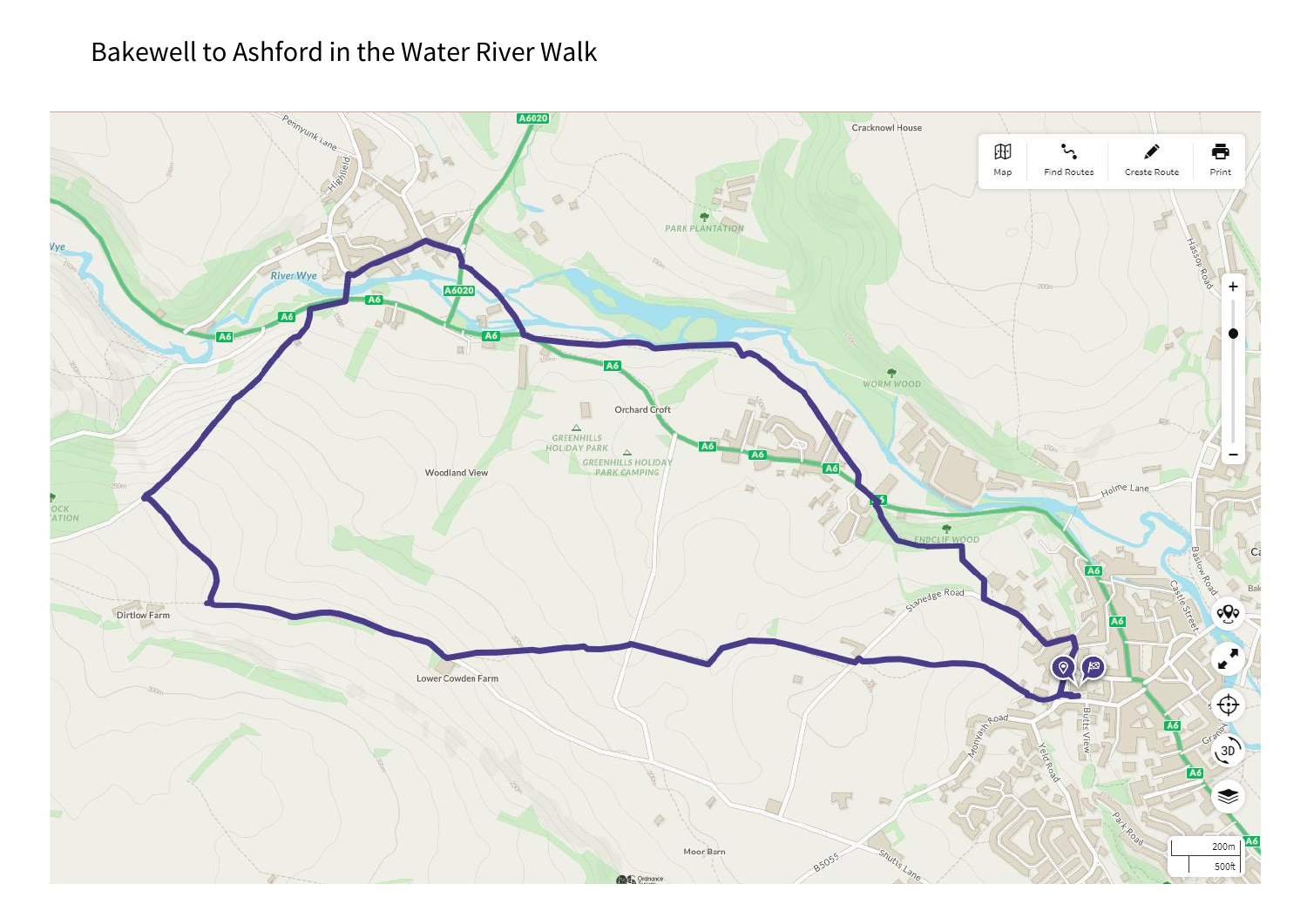# Bakewell to Ashford in the Water River Walk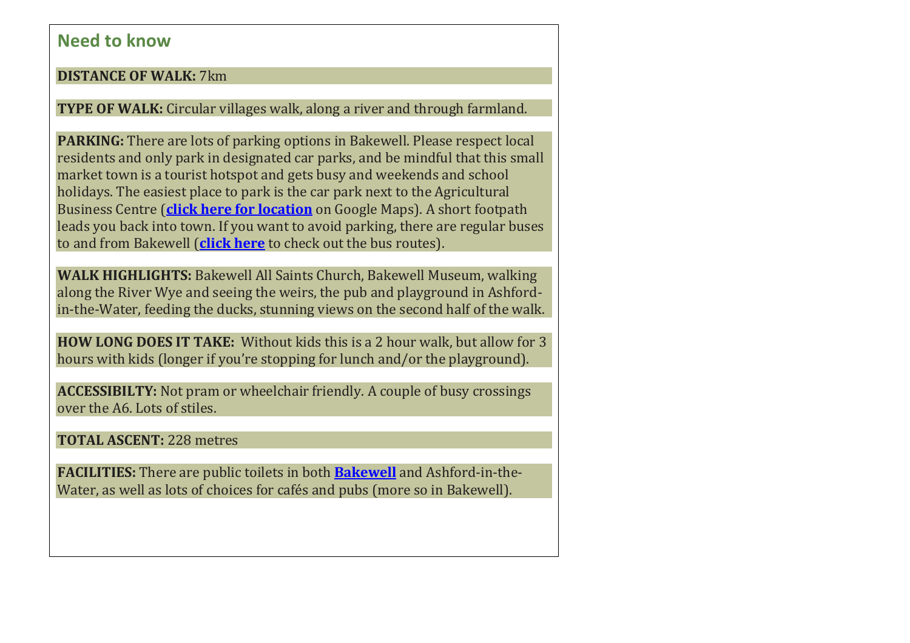## Need to know

**DISTANCE OF WALK:** 7km

**TYPE OF WALK:** Circular villages walk, along a river and through farmland.

**PARKING:** There are lots of parking options in Bakewell. Please respect local residents and only park in designated car parks, and be mindful that this small market town is a tourist hotspot and gets busy and weekends and school holidays. The easiest place to park is the car park next to the Agricultural Business Centre (**click here for location** on Google Maps). A short footpath leads you back into town. If you want to avoid parking, there are regular buses to and from Bakewell (**click here** to check out the bus routes).

**WALK HIGHLIGHTS:** Bakewell All Saints Church, Bakewell Museum, walking along the River Wye and seeing the weirs, the pub and playground in Ashford-in-the-Water, feeding the ducks, stunning views on the second half of the walk.

**HOW LONG DOES IT TAKE:** Without kids this is a 2 hour walk, but allow for 3 hours with kids (longer if you're stopping for lunch and/or the playground).

**ACCESSIBILTY:** Not pram or wheelchair friendly. A couple of busy crossings over the A6. Lots of stiles.

**TOTAL ASCENT:** 228 metres

**FACILITIES:** There are public toilets in both **Bakewell** and Ashford-in-the-Water, as well as lots of choices for cafés and pubs (more so in Bakewell).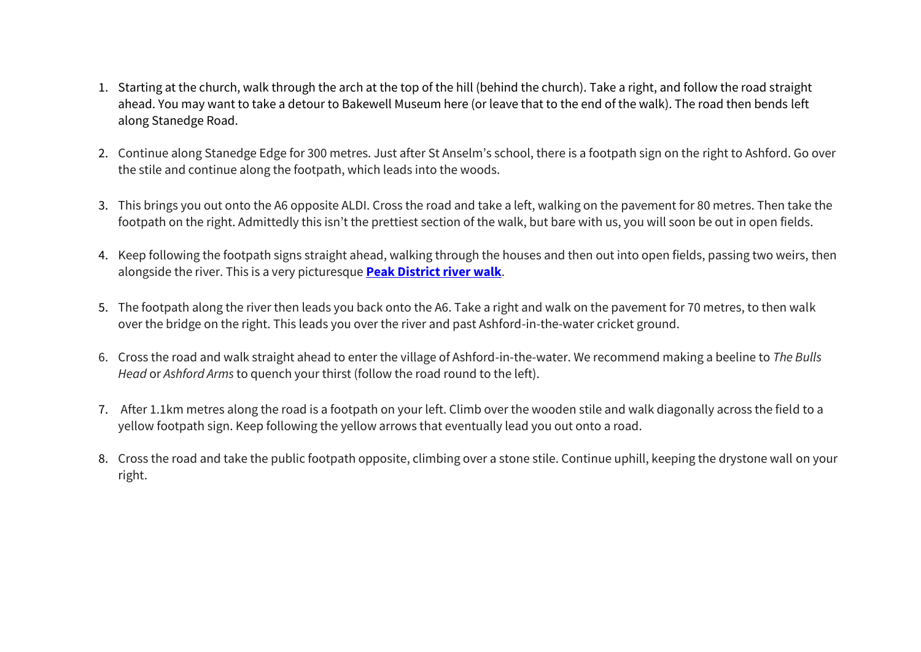1. Starting at the church, walk through the arch at the top of the hill (behind the church). Take a right, and follow the road straight ahead. You may want to take a detour to Bakewell Museum here (or leave that to the end of the walk). The road then bends left along Stanedge Road.

2. Continue along Stanedge Edge for 300 metres. Just after St Anselm's school, there is a footpath sign on the right to Ashford. Go over the stile and continue along the footpath, which leads into the woods.

3. This brings you out onto the A6 opposite ALDI. Cross the road and take a left, walking on the pavement for 80 metres. Then take the footpath on the right. Admittedly this isn't the prettiest section of the walk, but bare with us, you will soon be out in open fields.

4. Keep following the footpath signs straight ahead, walking through the houses and then out into open fields, passing two weirs, then alongside the river. This is a very picturesque **Peak District river walk**.

5. The footpath along the river then leads you back onto the A6. Take a right and walk on the pavement for 70 metres, to then walk over the bridge on the right. This leads you over the river and past Ashford-in-the-water cricket ground.

6. Cross the road and walk straight ahead to enter the village of Ashford-in-the-water. We recommend making a beeline to *The Bulls Head* or *Ashford Arms* to quench your thirst (follow the road round to the left).

7. After 1.1km metres along the road is a footpath on your left. Climb over the wooden stile and walk diagonally across the field to a yellow footpath sign. Keep following the yellow arrows that eventually lead you out onto a road.

8. Cross the road and take the public footpath opposite, climbing over a stone stile. Continue uphill, keeping the drystone wall on your right.